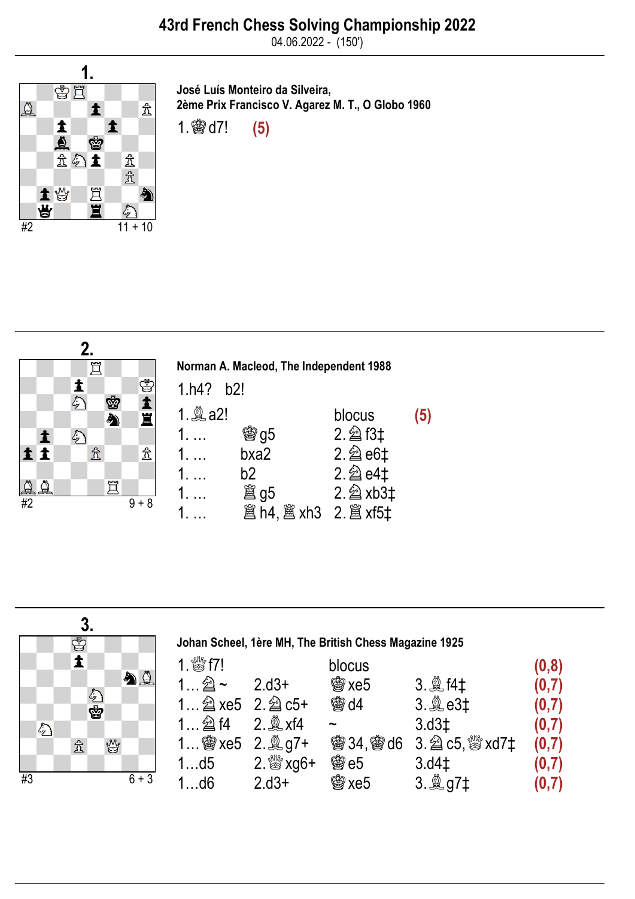# 43rd French Chess Solving Championship 2022

04.06.2022 - (150')

## 1.

#2 — 11 + 10

**José Luís Monteiro da Silveira,**
**2ème Prix Francisco V. Agarez M. T., O Globo 1960**

1.♔d7! **(5)**

## 2.

#2 — 9 + 8

**Norman A. Macleod, The Independent 1988**

1.h4? b2!

| | | | |
|---|---|---|---|
| 1.♗a2! | | blocus | **(5)** |
| 1. … | ♔g5 | 2.♘f3‡ | |
| 1. … | bxa2 | 2.♘e6‡ | |
| 1. … | b2 | 2.♘e4‡ | |
| 1. … | ♖g5 | 2.♘xb3‡ | |
| 1. … | ♖h4, ♖xh3 | 2.♖xf5‡ | |

## 3.

#3 — 6 + 3

**Johan Scheel, 1ère MH, The British Chess Magazine 1925**

| | | | | |
|---|---|---|---|---|
| 1.♕f7! | | blocus | | **(0,8)** |
| 1…♘~ | 2.d3+ | ♔xe5 | 3.♗f4‡ | **(0,7)** |
| 1…♘xe5 | 2.♘c5+ | ♔d4 | 3.♗e3‡ | **(0,7)** |
| 1…♘f4 | 2.♗xf4 | ~ | 3.d3‡ | **(0,7)** |
| 1…♔xe5 | 2.♗g7+ | ♔34, ♔d6 | 3.♘c5, ♕xd7‡ | **(0,7)** |
| 1…d5 | 2.♕xg6+ | ♔e5 | 3.d4‡ | **(0,7)** |
| 1…d6 | 2.d3+ | ♔xe5 | 3.♗g7‡ | **(0,7)** |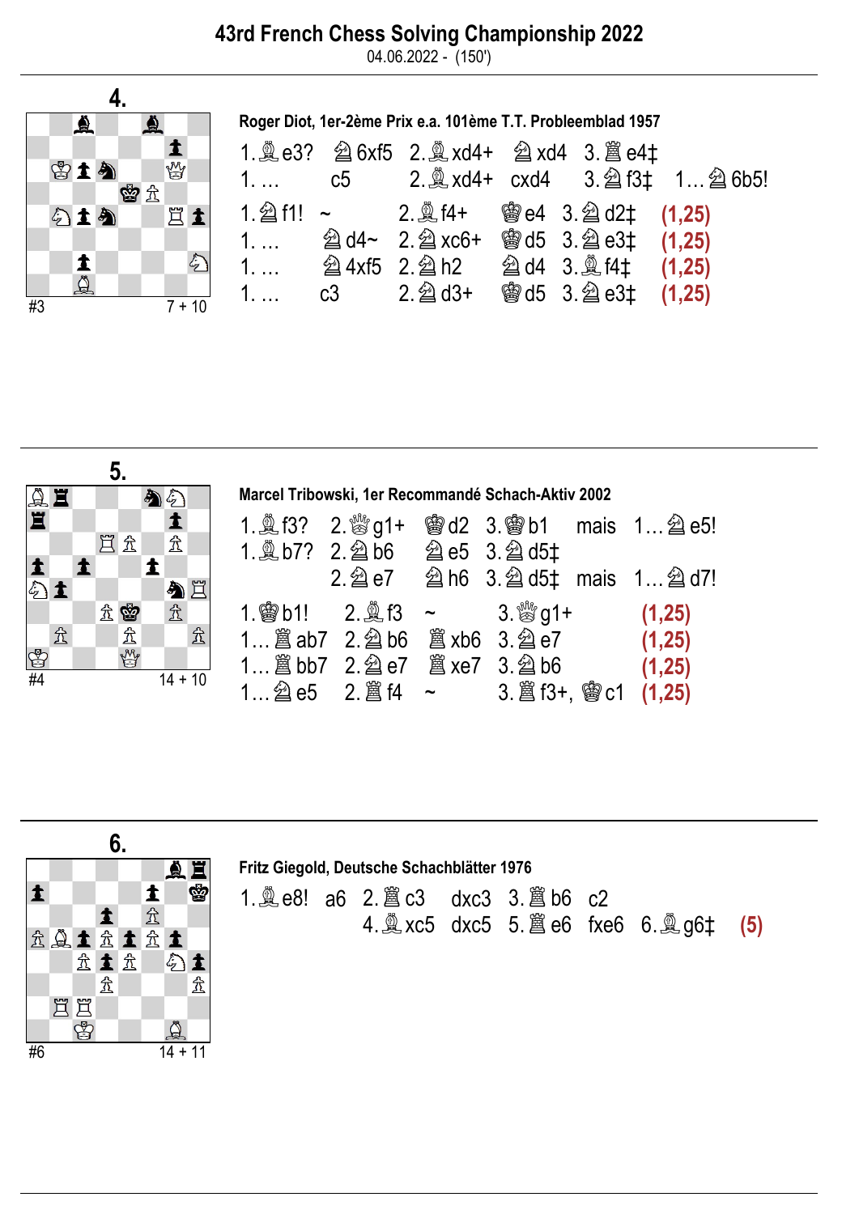# 43rd French Chess Solving Championship 2022

04.06.2022 - (150')

---

## 4.

#3 — 7 + 10

**Roger Diot, 1er-2ème Prix e.a. 101ème T.T. Probleemblad 1957**

| | | | | | | |
|---|---|---|---|---|---|---|
| 1.♗e3? | ♘6xf5 | 2.♗xd4+ | ♘xd4 | 3.♖e4‡ | | |
| 1. … | c5 | 2.♗xd4+ | cxd4 | 3.♘f3‡ | 1…♘6b5! | |
| 1.♘f1! | ~ | 2.♗f4+ | ♔e4 | 3.♘d2‡ | | **(1,25)** |
| 1. … | ♘d4~ | 2.♘xc6+ | ♔d5 | 3.♘e3‡ | | **(1,25)** |
| 1. … | ♘4xf5 | 2.♘h2 | ♘d4 | 3.♗f4‡ | | **(1,25)** |
| 1. … | c3 | 2.♘d3+ | ♔d5 | 3.♘e3‡ | | **(1,25)** |

---

## 5.

#4 — 14 + 10

**Marcel Tribowski, 1er Recommandé Schach-Aktiv 2002**

| | | | | |
|---|---|---|---|---|
| 1.♗f3? | 2.♕g1+ | ♔d2 | 3.♔b1 | mais 1…♘e5! |
| 1.♗b7? | 2.♘b6 | ♘e5 | 3.♘d5‡ | |
| | 2.♘e7 | ♘h6 | 3.♘d5‡ | mais 1…♘d7! |
| 1.♔b1! | 2.♗f3 | ~ | 3.♕g1+ | **(1,25)** |
| 1…♖ab7 | 2.♘b6 | ♖xb6 | 3.♘e7 | **(1,25)** |
| 1…♖bb7 | 2.♘e7 | ♖xe7 | 3.♘b6 | **(1,25)** |
| 1…♘e5 | 2.♖f4 | ~ | 3.♖f3+, ♔c1 | **(1,25)** |

---

## 6.

#6 — 14 + 11

**Fritz Giegold, Deutsche Schachblätter 1976**

1.♗e8! a6 2.♖c3 dxc3 3.♖b6 c2 4.♗xc5 dxc5 5.♖e6 fxe6 6.♗g6‡ **(5)**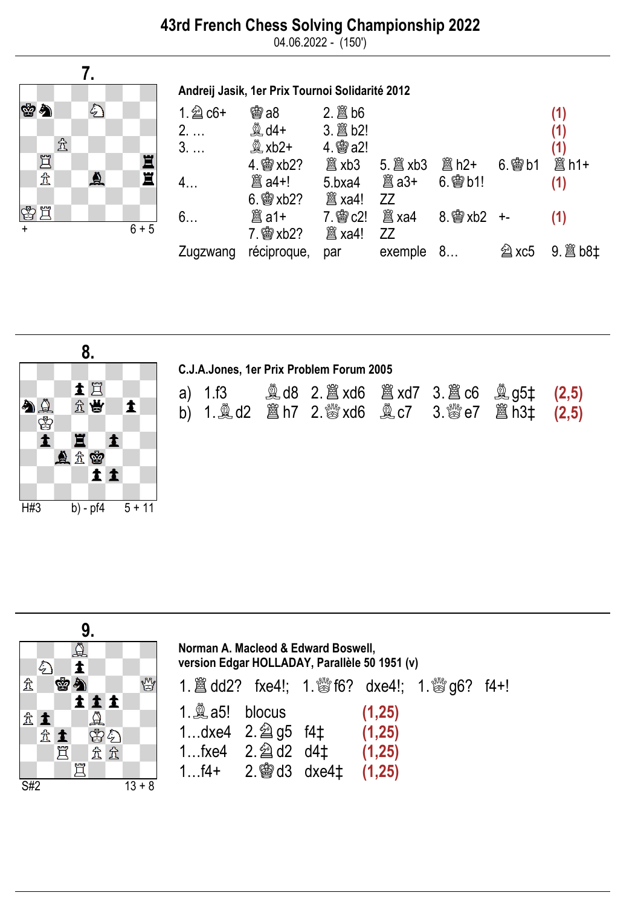# 43rd French Chess Solving Championship 2022

04.06.2022 - (150')

---

## 7.

+ | 6 + 5

**Andreij Jasik, 1er Prix Tournoi Solidarité 2012**

| | | | | | | | |
|---|---|---|---|---|---|---|---|
| 1.♘c6+ | ♔a8 | 2.♖b6 | | | | | (1) |
| 2. … | ♗d4+ | 3.♖b2! | | | | | (1) |
| 3. … | ♗xb2+ | 4.♔a2! | | | | | (1) |
| | 4.♔xb2? | ♖xb3 | 5.♖xb3 | ♖h2+ | 6.♔b1 | ♖h1+ | |
| 4… | ♖a4+! | 5.bxa4 | ♖a3+ | 6.♔b1! | | | (1) |
| | 6.♔xb2? | ♖xa4! | ZZ | | | | |
| 6… | ♖a1+ | 7.♔c2! | ♖xa4 | 8.♔xb2 | +- | | (1) |
| | 7.♔xb2? | ♖xa4! | ZZ | | | | |

Zugzwang réciproque, par exemple 8… ♘xc5 9.♖b8‡

---

## 8.

H#3 | b) - pf4 | 5 + 11

**C.J.A.Jones, 1er Prix Problem Forum 2005**

| | | | | | | | |
|---|---|---|---|---|---|---|---|
| a) 1.f3 | ♗d8 | 2.♖xd6 | ♖xd7 | 3.♖c6 | ♗g5‡ | (2,5) |
| b) 1.♗d2 | ♖h7 | 2.♕xd6 | ♗c7 | 3.♕e7 | ♖h3‡ | (2,5) |

---

## 9.

S#2 | 13 + 8

**Norman A. Macleod & Edward Boswell, version Edgar HOLLADAY, Parallèle 50 1951 (v)**

1.♖dd2? fxe4!; 1.♕f6? dxe4!; 1.♕g6? f4+!

| | | | |
|---|---|---|---|
| 1.♗a5! | blocus | | (1,25) |
| 1…dxe4 | 2.♘g5 | f4‡ | (1,25) |
| 1…fxe4 | 2.♘d2 | d4‡ | (1,25) |
| 1…f4+ | 2.♔d3 | dxe4‡ | (1,25) |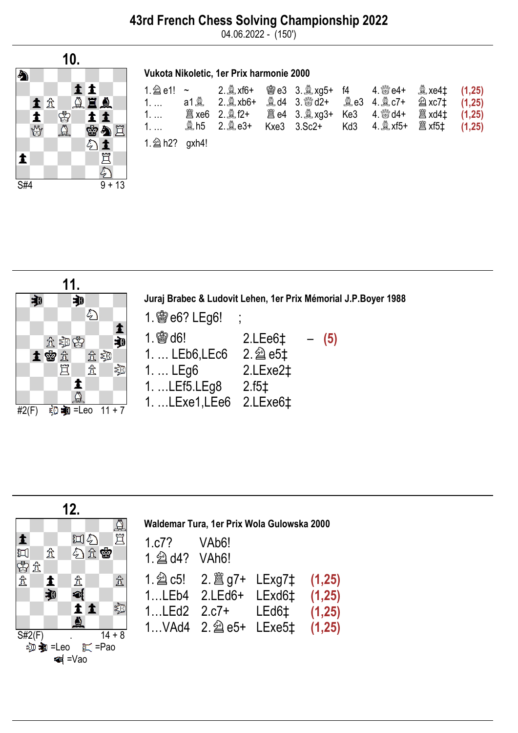# 43rd French Chess Solving Championship 2022

04.06.2022 - (150')

## 10.

S#4 9 + 13

**Vukota Nikoletic, 1er Prix harmonie 2000**

| | | | | | | | | |
|---|---|---|---|---|---|---|---|---|
| 1.♘e1! | ~ | 2.♗xf6+ | ♔e3 | 3.♗xg5+ | f4 | 4.♕e4+ | ♗xe4‡ | (1,25) |
| 1. … | a1♗ | 2.♗xb6+ | ♗d4 | 3.♕d2+ | ♗e3 | 4.♗c7+ | ♘xc7‡ | (1,25) |
| 1. … | ♖xe6 | 2.♗f2+ | ♖e4 | 3.♗xg3+ | Ke3 | 4.♕d4+ | ♖xd4‡ | (1,25) |
| 1. … | ♗h5 | 2.♗e3+ | Kxe3 | 3.Sc2+ | Kd3 | 4.♗xf5+ | ♖xf5‡ | (1,25) |

1.♘h2? gxh4!

## 11.

#2(F) Leo 11 + 7

**Juraj Brabec & Ludovit Lehen, 1er Prix Mémorial J.P.Boyer 1988**

1.♔e6? LEg6! ;

| | | | |
|---|---|---|---|
| 1.♔d6! | 2.LEe6‡ | – | (5) |
| 1. … LEb6,LEc6 | 2.♘e5‡ | | |
| 1. … LEg6 | 2.LExe2‡ | | |
| 1. …LEf5.LEg8 | 2.f5‡ | | |
| 1. …LExe1,LEe6 | 2.LExe6‡ | | |

## 12.

S#2(F) . 14 + 8

=Leo =Pao =Vao

**Waldemar Tura, 1er Prix Wola Gulowska 2000**

1.c7? VAb6!
1.♘d4? VAh6!

| | | | |
|---|---|---|---|
| 1.♘c5! | 2.♖g7+ | LExg7‡ | (1,25) |
| 1…LEb4 | 2.LEd6+ | LExd6‡ | (1,25) |
| 1…LEd2 | 2.c7+ | LEd6‡ | (1,25) |
| 1…VAd4 | 2.♘e5+ | LExe5‡ | (1,25) |